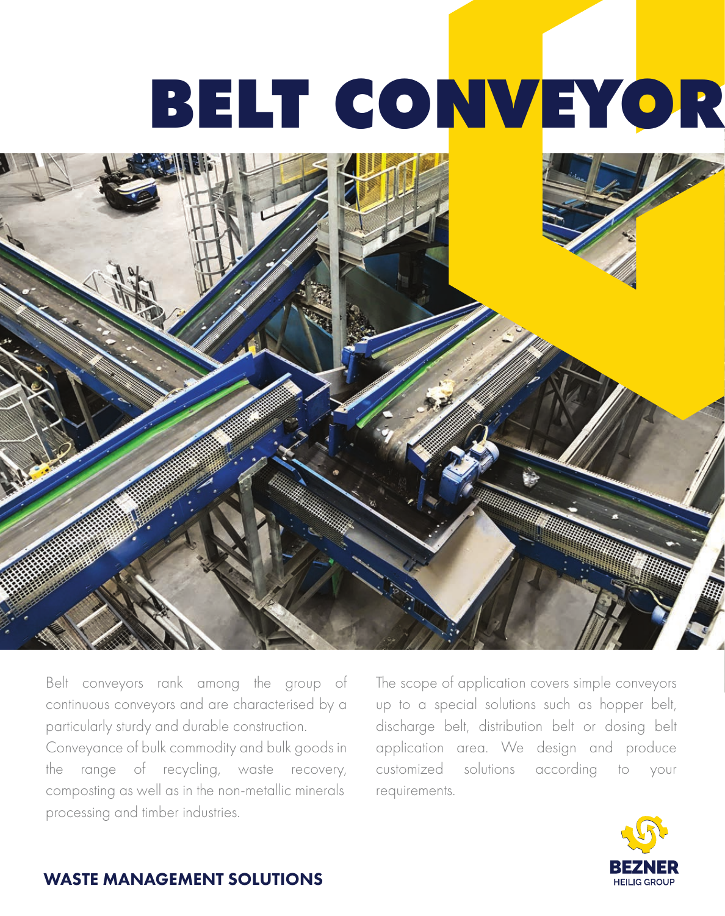# BELT CONVEYOR

Belt conveyors rank among the group of continuous conveyors and are characterised by a particularly sturdy and durable construction.
Conveyance of bulk commodity and bulk goods in the range of recycling, waste recovery, composting as well as in the non-metallic minerals processing and timber industries.

The scope of application covers simple conveyors up to a special solutions such as hopper belt, discharge belt, distribution belt or dosing belt application area. We design and produce customized solutions according to your requirements.

**WASTE MANAGEMENT SOLUTIONS**

BEZNER
HEILIG GROUP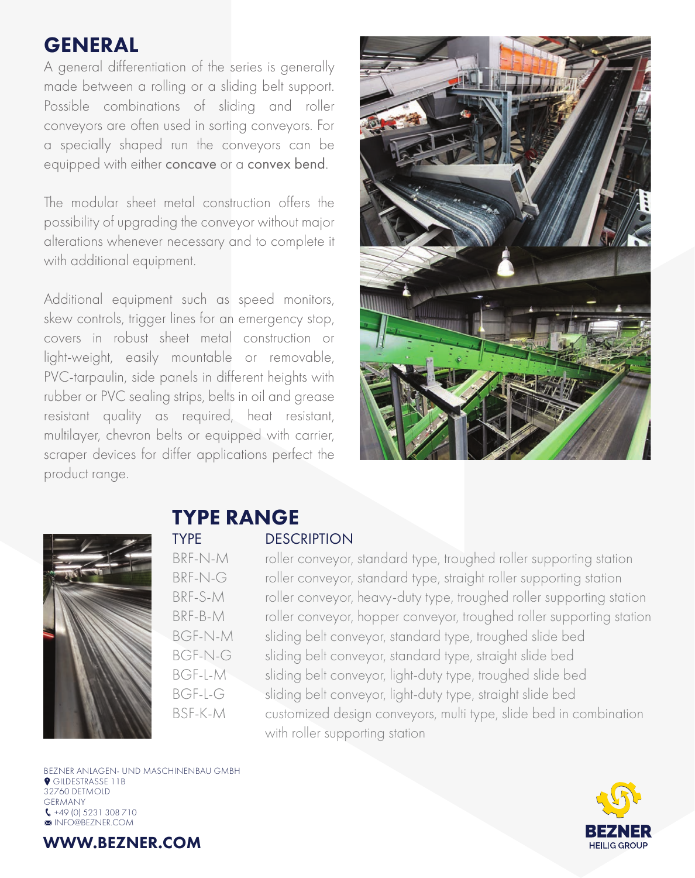## GENERAL

A general differentiation of the series is generally made between a rolling or a sliding belt support. Possible combinations of sliding and roller conveyors are often used in sorting conveyors. For a specially shaped run the conveyors can be equipped with either concave or a convex bend.

The modular sheet metal construction offers the possibility of upgrading the conveyor without major alterations whenever necessary and to complete it with additional equipment.

Additional equipment such as speed monitors, skew controls, trigger lines for an emergency stop, covers in robust sheet metal construction or light-weight, easily mountable or removable, PVC-tarpaulin, side panels in different heights with rubber or PVC sealing strips, belts in oil and grease resistant quality as required, heat resistant, multilayer, chevron belts or equipped with carrier, scraper devices for differ applications perfect the product range.

## TYPE RANGE

| TYPE | DESCRIPTION |
| --- | --- |
| BRF-N-M | roller conveyor, standard type, troughed roller supporting station |
| BRF-N-G | roller conveyor, standard type, straight roller supporting station |
| BRF-S-M | roller conveyor, heavy-duty type, troughed roller supporting station |
| BRF-B-M | roller conveyor, hopper conveyor, troughed roller supporting station |
| BGF-N-M | sliding belt conveyor, standard type, troughed slide bed |
| BGF-N-G | sliding belt conveyor, standard type, straight slide bed |
| BGF-L-M | sliding belt conveyor, light-duty type, troughed slide bed |
| BGF-L-G | sliding belt conveyor, light-duty type, straight slide bed |
| BSF-K-M | customized design conveyors, multi type, slide bed in combination with roller supporting station |

BEZNER ANLAGEN- UND MASCHINENBAU GMBH
GILDESTRASSE 11B
32760 DETMOLD
GERMANY
+49 (0) 5231 308 710
INFO@BEZNER.COM

**WWW.BEZNER.COM**

BEZNER
HEILIG GROUP